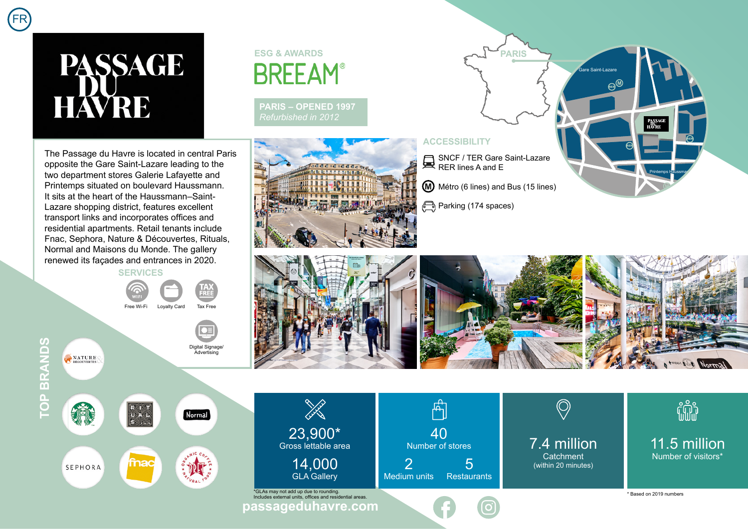# PASSAGE DU HAVRE

The Passage du Havre is located in central Paris opposite the Gare Saint-Lazare leading to the two department stores Galerie Lafayette and Printemps situated on boulevard Haussmann. It sits at the heart of the Haussmann–Saint-Lazare shopping district, features excellent transport links and incorporates offices and residential apartments. Retail tenants include Fnac, Sephora, Nature & Découvertes, Rituals, Normal and Maisons du Monde. The gallery renewed its façades and entrances in 2020.

## SERVICES

- Free Wi-Fi
- Loyalty Card
- Tax Free
- Digital Signage/ Advertising

## TOP BRANDS

Nature & Découvertes, Starbucks, Rituals, Normal, Sephora, Fnac, Pret A Manger

## ESG & AWARDS

BREEAM®

**PARIS – OPENED 1997**
*Refurbished in 2012*

## ACCESSIBILITY

- SNCF / TER Gare Saint-Lazare RER lines A and E
- Métro (6 lines) and Bus (15 lines)
- Parking (174 spaces)

PARIS — Gare Saint-Lazare — Printemps Haussmann

**23,900*** Gross lettable area
**14,000** GLA Gallery

**40** Number of stores
**2** Medium units — **5** Restaurants

**7.4 million** Catchment (within 20 minutes)

**11.5 million** Number of visitors*

*GLAs may not add up due to rounding. Includes external units, offices and residential areas.

* Based on 2019 numbers

passageduhavre.com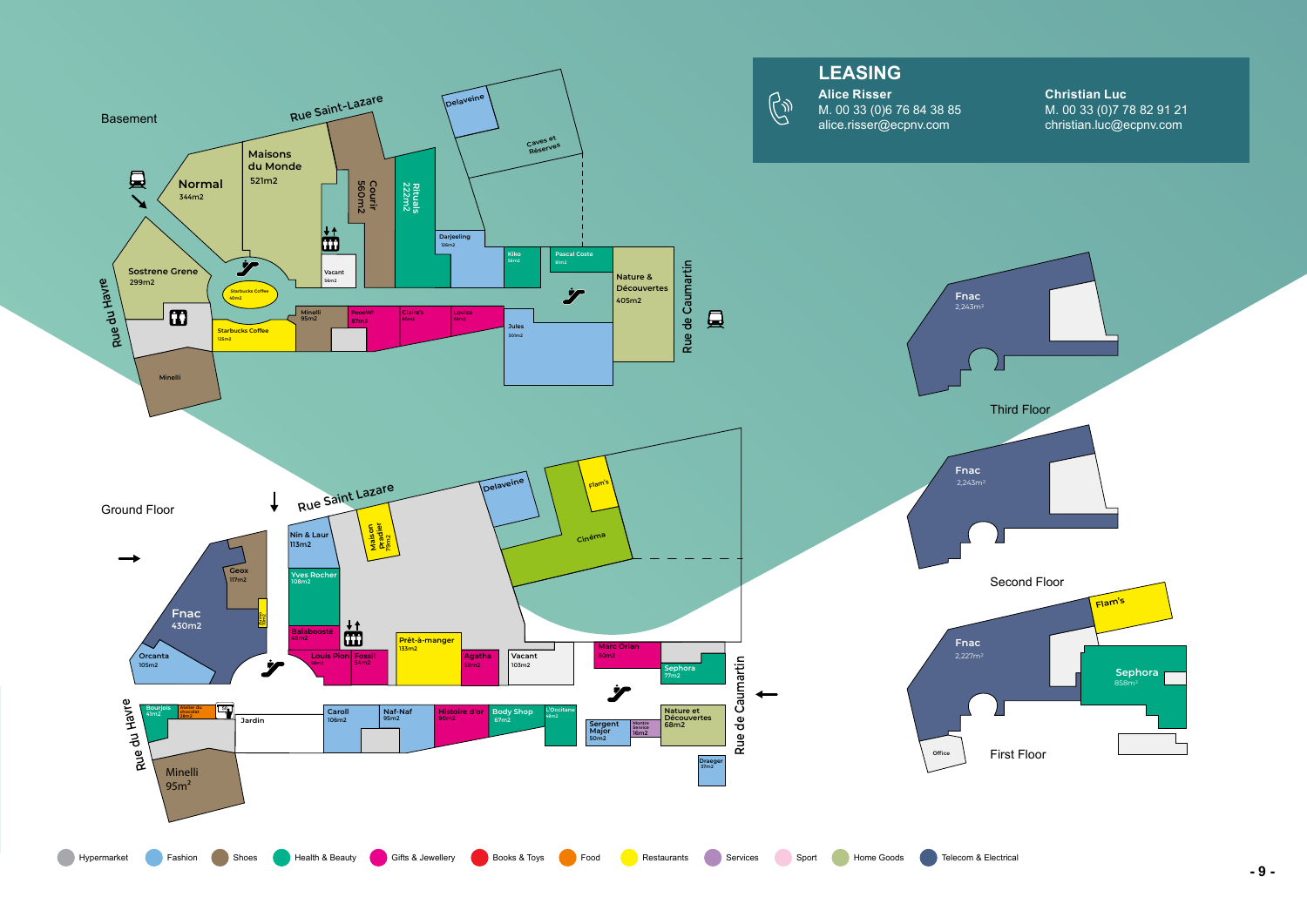## LEASING

**Alice Risser**
M. 00 33 (0)6 76 84 38 85
alice.risser@ecpnv.com

**Christian Luc**
M. 00 33 (0)7 78 82 91 21
christian.luc@ecpnv.com

Basement

Rue Saint-Lazare
Rue du Havre
Rue de Caumartin

Normal 344m2
Maisons du Monde 521m2
Courir 560m2
Rituals 222m2
Delaveine
Caves et Réserves
Sostrene Grene 299m2
Vacant 56m2
Starbucks Coffee 40m2
Darjeeling 126m2
Kiko 56m2
Pascal Coste 81m2
Nature & Découvertes 405m2
Minelli 95m2
PeeoW! 87m2
Claire's 85m2
Louisa 66m2
Jules 301m2
Starbucks Coffee 125m2
Minelli

Ground Floor

Rue Saint Lazare
Rue du Havre
Rue de Caumartin

Delaveine
Flam's
Cinéma
Nin & Laur 113m2
Maison Pradier 79m2
Yves Rocher 108m2
Geox 117m2
Fnac 430m2
Balabooste 48m2
Prêt-à-manger 133m2
Orcanta 105m2
Louis Pion 46m2
Fossil 54m2
Agatha 58m2
Vacant 103m2
Marc Orian 80m2
Sephora 77m2
Bourjois 43m2
Atelier du chocolat 28m2
Jardin
Caroll 106m2
Naf-Naf 95m2
Histoire d'or 90m2
Body Shop 67m2
L'Occitane 48m2
Sergent Major 50m2
Montre Service 16m2
Nature et Découvertes 68m2
Draeger 37m2
Minelli 95m²

Third Floor

Fnac 2,243m²

Second Floor

Fnac 2,243m²

First Floor

Fnac 2,227m²
Flam's
Sephora 858m²
Office

Hypermarket · Fashion · Shoes · Health & Beauty · Gifts & Jewellery · Books & Toys · Food · Restaurants · Services · Sport · Home Goods · Telecom & Electrical